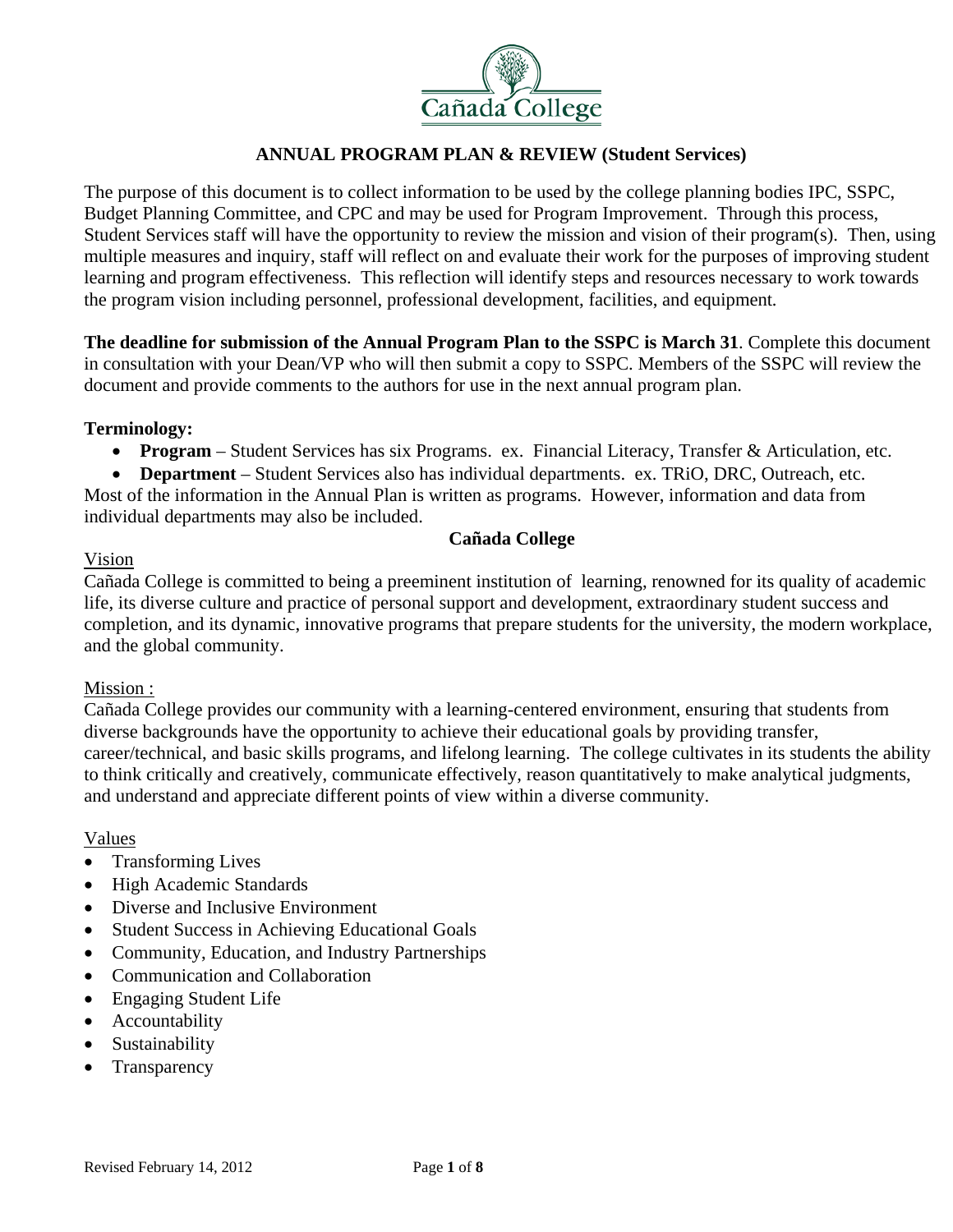Cañada College

# ANNUAL PROGRAM PLAN & REVIEW (Student Services)

The purpose of this document is to collect information to be used by the college planning bodies IPC, SSPC, Budget Planning Committee, and CPC and may be used for Program Improvement. Through this process, Student Services staff will have the opportunity to review the mission and vision of their program(s). Then, using multiple measures and inquiry, staff will reflect on and evaluate their work for the purposes of improving student learning and program effectiveness. This reflection will identify steps and resources necessary to work towards the program vision including personnel, professional development, facilities, and equipment.

**The deadline for submission of the Annual Program Plan to the SSPC is March 31**. Complete this document in consultation with your Dean/VP who will then submit a copy to SSPC. Members of the SSPC will review the document and provide comments to the authors for use in the next annual program plan.

**Terminology:**

- **Program** – Student Services has six Programs. ex. Financial Literacy, Transfer & Articulation, etc.
- **Department** – Student Services also has individual departments. ex. TRiO, DRC, Outreach, etc.

Most of the information in the Annual Plan is written as programs. However, information and data from individual departments may also be included.

## Cañada College

### Vision

Cañada College is committed to being a preeminent institution of learning, renowned for its quality of academic life, its diverse culture and practice of personal support and development, extraordinary student success and completion, and its dynamic, innovative programs that prepare students for the university, the modern workplace, and the global community.

### Mission :

Cañada College provides our community with a learning-centered environment, ensuring that students from diverse backgrounds have the opportunity to achieve their educational goals by providing transfer, career/technical, and basic skills programs, and lifelong learning. The college cultivates in its students the ability to think critically and creatively, communicate effectively, reason quantitatively to make analytical judgments, and understand and appreciate different points of view within a diverse community.

### Values

- Transforming Lives
- High Academic Standards
- Diverse and Inclusive Environment
- Student Success in Achieving Educational Goals
- Community, Education, and Industry Partnerships
- Communication and Collaboration
- Engaging Student Life
- Accountability
- Sustainability
- Transparency

Revised February 14, 2012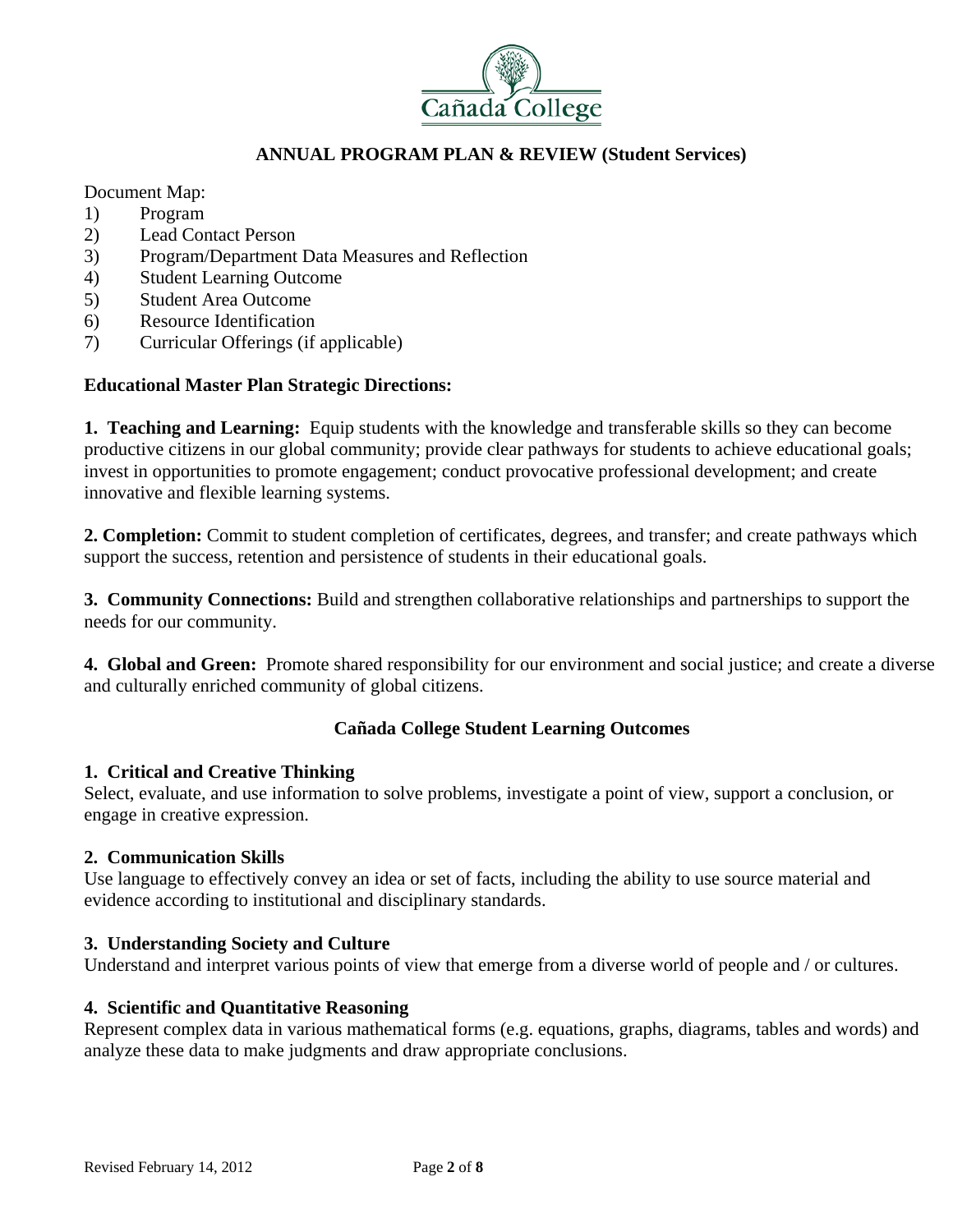Cañada College

## ANNUAL PROGRAM PLAN & REVIEW (Student Services)

Document Map:

1) Program
2) Lead Contact Person
3) Program/Department Data Measures and Reflection
4) Student Learning Outcome
5) Student Area Outcome
6) Resource Identification
7) Curricular Offerings (if applicable)

### Educational Master Plan Strategic Directions:

**1. Teaching and Learning:** Equip students with the knowledge and transferable skills so they can become productive citizens in our global community; provide clear pathways for students to achieve educational goals; invest in opportunities to promote engagement; conduct provocative professional development; and create innovative and flexible learning systems.

**2. Completion:** Commit to student completion of certificates, degrees, and transfer; and create pathways which support the success, retention and persistence of students in their educational goals.

**3. Community Connections:** Build and strengthen collaborative relationships and partnerships to support the needs for our community.

**4. Global and Green:** Promote shared responsibility for our environment and social justice; and create a diverse and culturally enriched community of global citizens.

### Cañada College Student Learning Outcomes

**1. Critical and Creative Thinking**
Select, evaluate, and use information to solve problems, investigate a point of view, support a conclusion, or engage in creative expression.

**2. Communication Skills**
Use language to effectively convey an idea or set of facts, including the ability to use source material and evidence according to institutional and disciplinary standards.

**3. Understanding Society and Culture**
Understand and interpret various points of view that emerge from a diverse world of people and / or cultures.

**4. Scientific and Quantitative Reasoning**
Represent complex data in various mathematical forms (e.g. equations, graphs, diagrams, tables and words) and analyze these data to make judgments and draw appropriate conclusions.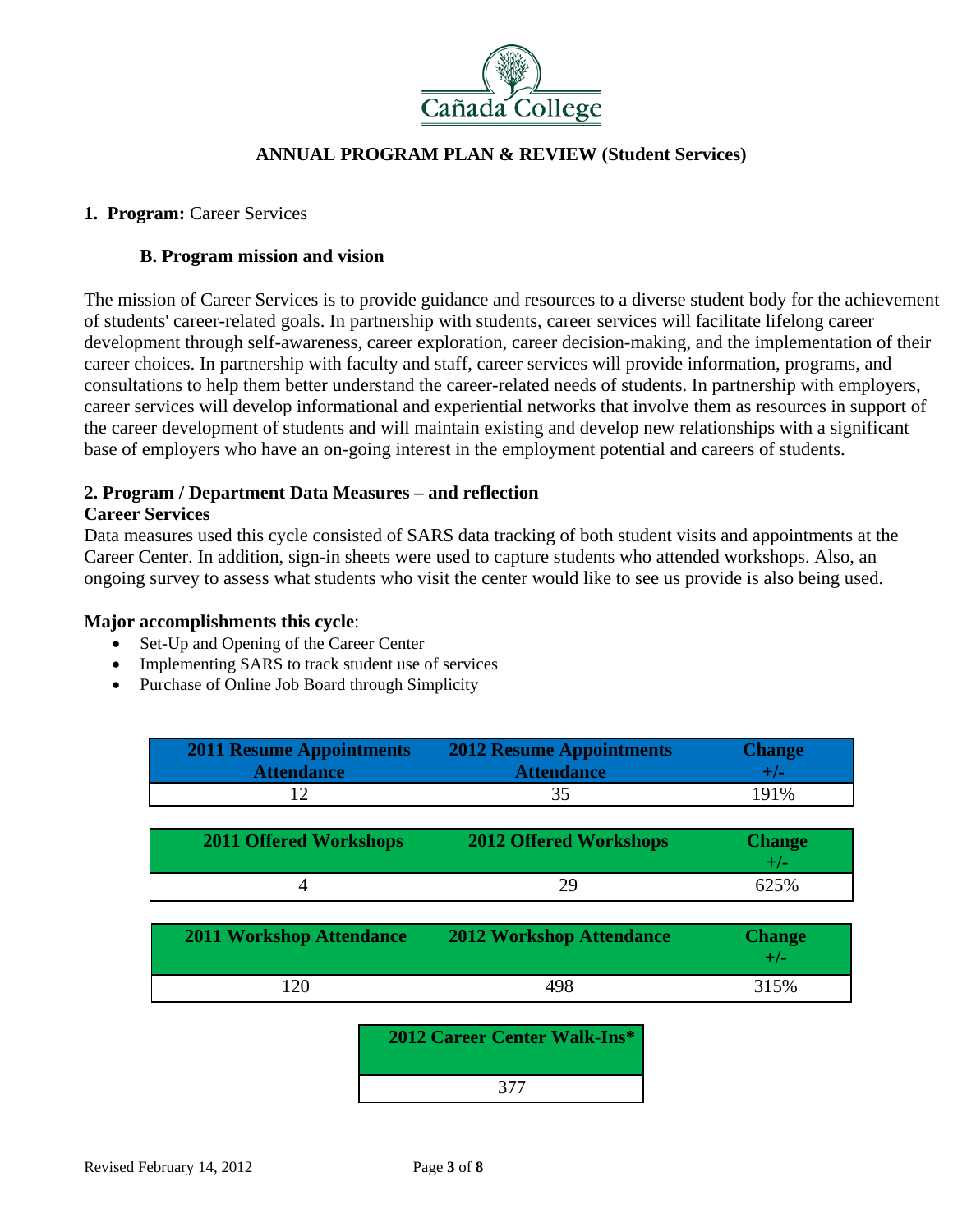Cañada College

## ANNUAL PROGRAM PLAN & REVIEW (Student Services)

**1. Program:** Career Services

### B. Program mission and vision

The mission of Career Services is to provide guidance and resources to a diverse student body for the achievement of students' career-related goals. In partnership with students, career services will facilitate lifelong career development through self-awareness, career exploration, career decision-making, and the implementation of their career choices. In partnership with faculty and staff, career services will provide information, programs, and consultations to help them better understand the career-related needs of students. In partnership with employers, career services will develop informational and experiential networks that involve them as resources in support of the career development of students and will maintain existing and develop new relationships with a significant base of employers who have an on-going interest in the employment potential and careers of students.

### 2. Program / Department Data Measures – and reflection

**Career Services**

Data measures used this cycle consisted of SARS data tracking of both student visits and appointments at the Career Center. In addition, sign-in sheets were used to capture students who attended workshops. Also, an ongoing survey to assess what students who visit the center would like to see us provide is also being used.

**Major accomplishments this cycle**:

- Set-Up and Opening of the Career Center
- Implementing SARS to track student use of services
- Purchase of Online Job Board through Simplicity

| 2011 Resume Appointments Attendance | 2012 Resume Appointments Attendance | Change +/- |
|---|---|---|
| 12 | 35 | 191% |

| 2011 Offered Workshops | 2012 Offered Workshops | Change +/- |
|---|---|---|
| 4 | 29 | 625% |

| 2011 Workshop Attendance | 2012 Workshop Attendance | Change +/- |
|---|---|---|
| 120 | 498 | 315% |

| 2012 Career Center Walk-Ins* |
|---|
| 377 |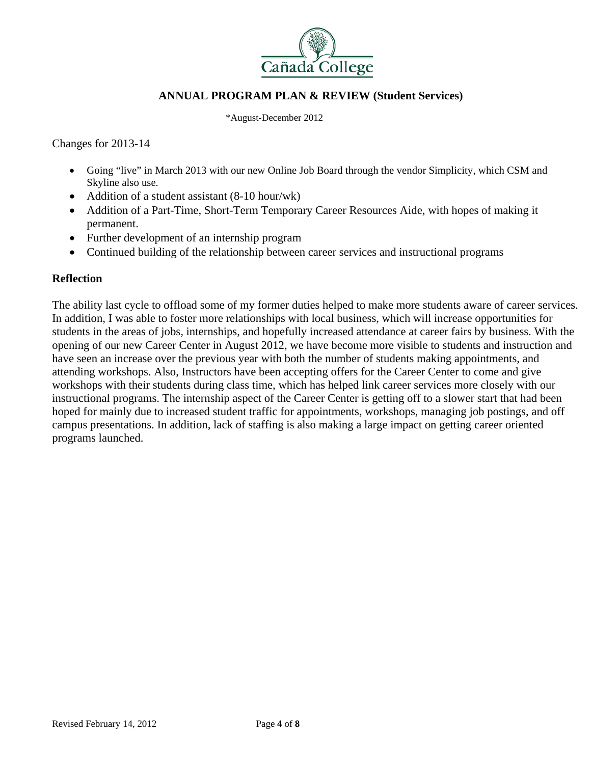**ANNUAL PROGRAM PLAN & REVIEW (Student Services)**

*August-December 2012

Changes for 2013-14

- Going "live" in March 2013 with our new Online Job Board through the vendor Simplicity, which CSM and Skyline also use.
- Addition of a student assistant (8-10 hour/wk)
- Addition of a Part-Time, Short-Term Temporary Career Resources Aide, with hopes of making it permanent.
- Further development of an internship program
- Continued building of the relationship between career services and instructional programs

## Reflection

The ability last cycle to offload some of my former duties helped to make more students aware of career services. In addition, I was able to foster more relationships with local business, which will increase opportunities for students in the areas of jobs, internships, and hopefully increased attendance at career fairs by business. With the opening of our new Career Center in August 2012, we have become more visible to students and instruction and have seen an increase over the previous year with both the number of students making appointments, and attending workshops. Also, Instructors have been accepting offers for the Career Center to come and give workshops with their students during class time, which has helped link career services more closely with our instructional programs. The internship aspect of the Career Center is getting off to a slower start that had been hoped for mainly due to increased student traffic for appointments, workshops, managing job postings, and off campus presentations. In addition, lack of staffing is also making a large impact on getting career oriented programs launched.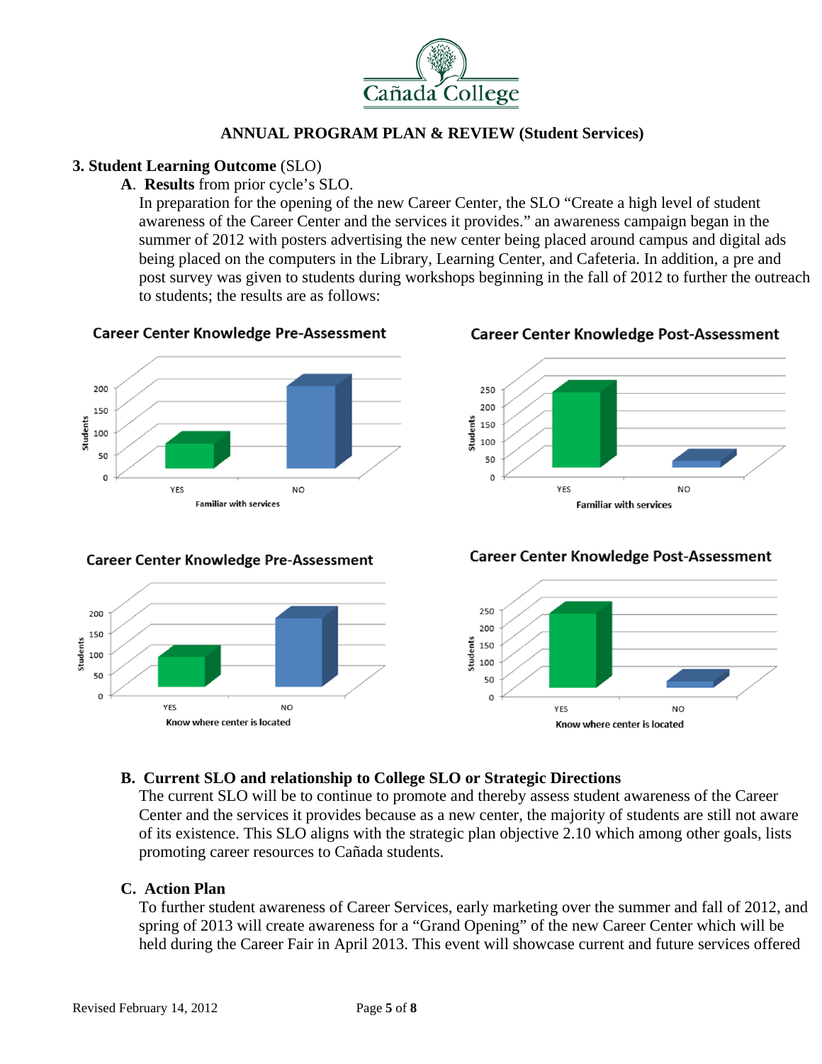ANNUAL PROGRAM PLAN & REVIEW (Student Services)

## 3. Student Learning Outcome (SLO)

### A. Results from prior cycle's SLO.

In preparation for the opening of the new Career Center, the SLO "Create a high level of student awareness of the Career Center and the services it provides." an awareness campaign began in the summer of 2012 with posters advertising the new center being placed around campus and digital ads being placed on the computers in the Library, Learning Center, and Cafeteria. In addition, a pre and post survey was given to students during workshops beginning in the fall of 2012 to further the outreach to students; the results are as follows:

**Career Center Knowledge Pre-Assessment**

**Career Center Knowledge Post-Assessment**

**Career Center Knowledge Pre-Assessment**

**Career Center Knowledge Post-Assessment**

### B. Current SLO and relationship to College SLO or Strategic Directions

The current SLO will be to continue to promote and thereby assess student awareness of the Career Center and the services it provides because as a new center, the majority of students are still not aware of its existence. This SLO aligns with the strategic plan objective 2.10 which among other goals, lists promoting career resources to Cañada students.

### C. Action Plan

To further student awareness of Career Services, early marketing over the summer and fall of 2012, and spring of 2013 will create awareness for a "Grand Opening" of the new Career Center which will be held during the Career Fair in April 2013. This event will showcase current and future services offered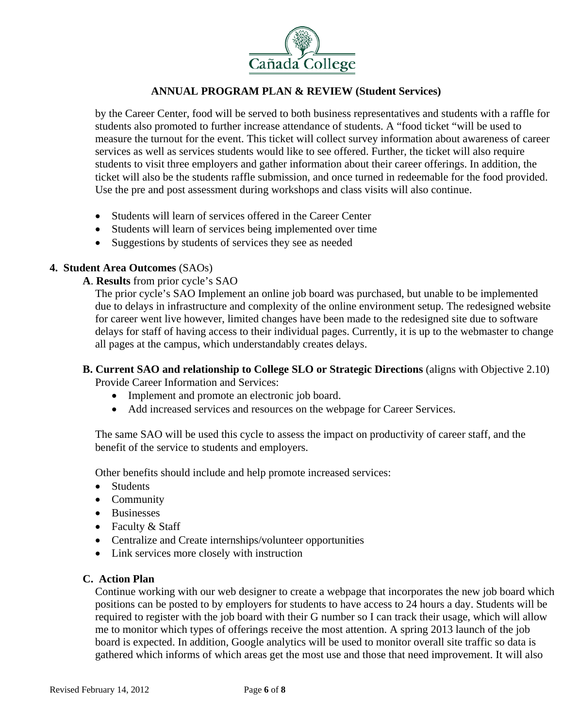by the Career Center, food will be served to both business representatives and students with a raffle for students also promoted to further increase attendance of students. A "food ticket "will be used to measure the turnout for the event. This ticket will collect survey information about awareness of career services as well as services students would like to see offered. Further, the ticket will also require students to visit three employers and gather information about their career offerings. In addition, the ticket will also be the students raffle submission, and once turned in redeemable for the food provided. Use the pre and post assessment during workshops and class visits will also continue.

- Students will learn of services offered in the Career Center
- Students will learn of services being implemented over time
- Suggestions by students of services they see as needed

**4. Student Area Outcomes** (SAOs)

**A**. **Results** from prior cycle's SAO

The prior cycle's SAO Implement an online job board was purchased, but unable to be implemented due to delays in infrastructure and complexity of the online environment setup. The redesigned website for career went live however, limited changes have been made to the redesigned site due to software delays for staff of having access to their individual pages. Currently, it is up to the webmaster to change all pages at the campus, which understandably creates delays.

**B. Current SAO and relationship to College SLO or Strategic Directions** (aligns with Objective 2.10)

Provide Career Information and Services:

- Implement and promote an electronic job board.
- Add increased services and resources on the webpage for Career Services.

The same SAO will be used this cycle to assess the impact on productivity of career staff, and the benefit of the service to students and employers.

Other benefits should include and help promote increased services:

- Students
- Community
- Businesses
- Faculty & Staff
- Centralize and Create internships/volunteer opportunities
- Link services more closely with instruction

**C. Action Plan**

Continue working with our web designer to create a webpage that incorporates the new job board which positions can be posted to by employers for students to have access to 24 hours a day. Students will be required to register with the job board with their G number so I can track their usage, which will allow me to monitor which types of offerings receive the most attention. A spring 2013 launch of the job board is expected. In addition, Google analytics will be used to monitor overall site traffic so data is gathered which informs of which areas get the most use and those that need improvement. It will also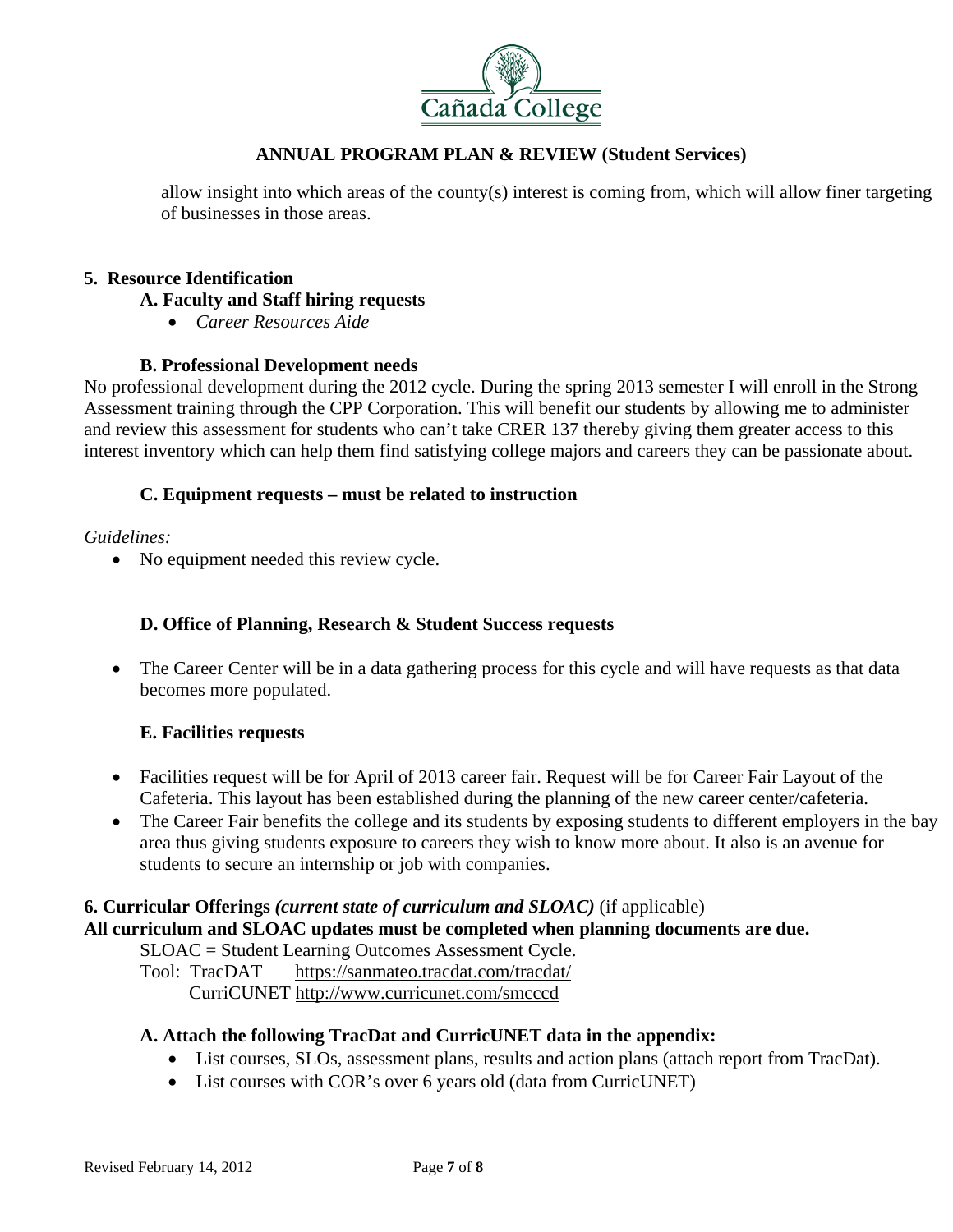allow insight into which areas of the county(s) interest is coming from, which will allow finer targeting of businesses in those areas.

**5. Resource Identification**

**A. Faculty and Staff hiring requests**

- *Career Resources Aide*

**B. Professional Development needs**

No professional development during the 2012 cycle. During the spring 2013 semester I will enroll in the Strong Assessment training through the CPP Corporation. This will benefit our students by allowing me to administer and review this assessment for students who can't take CRER 137 thereby giving them greater access to this interest inventory which can help them find satisfying college majors and careers they can be passionate about.

**C. Equipment requests – must be related to instruction**

*Guidelines:*

- No equipment needed this review cycle.

**D. Office of Planning, Research & Student Success requests**

- The Career Center will be in a data gathering process for this cycle and will have requests as that data becomes more populated.

**E. Facilities requests**

- Facilities request will be for April of 2013 career fair. Request will be for Career Fair Layout of the Cafeteria. This layout has been established during the planning of the new career center/cafeteria.
- The Career Fair benefits the college and its students by exposing students to different employers in the bay area thus giving students exposure to careers they wish to know more about. It also is an avenue for students to secure an internship or job with companies.

**6. Curricular Offerings *(current state of curriculum and SLOAC)*** (if applicable)

**All curriculum and SLOAC updates must be completed when planning documents are due.**

SLOAC = Student Learning Outcomes Assessment Cycle.
Tool: TracDAT https://sanmateo.tracdat.com/tracdat/
CurriCUNET http://www.curricunet.com/smcccd

**A. Attach the following TracDat and CurricUNET data in the appendix:**

- List courses, SLOs, assessment plans, results and action plans (attach report from TracDat).
- List courses with COR's over 6 years old (data from CurricUNET)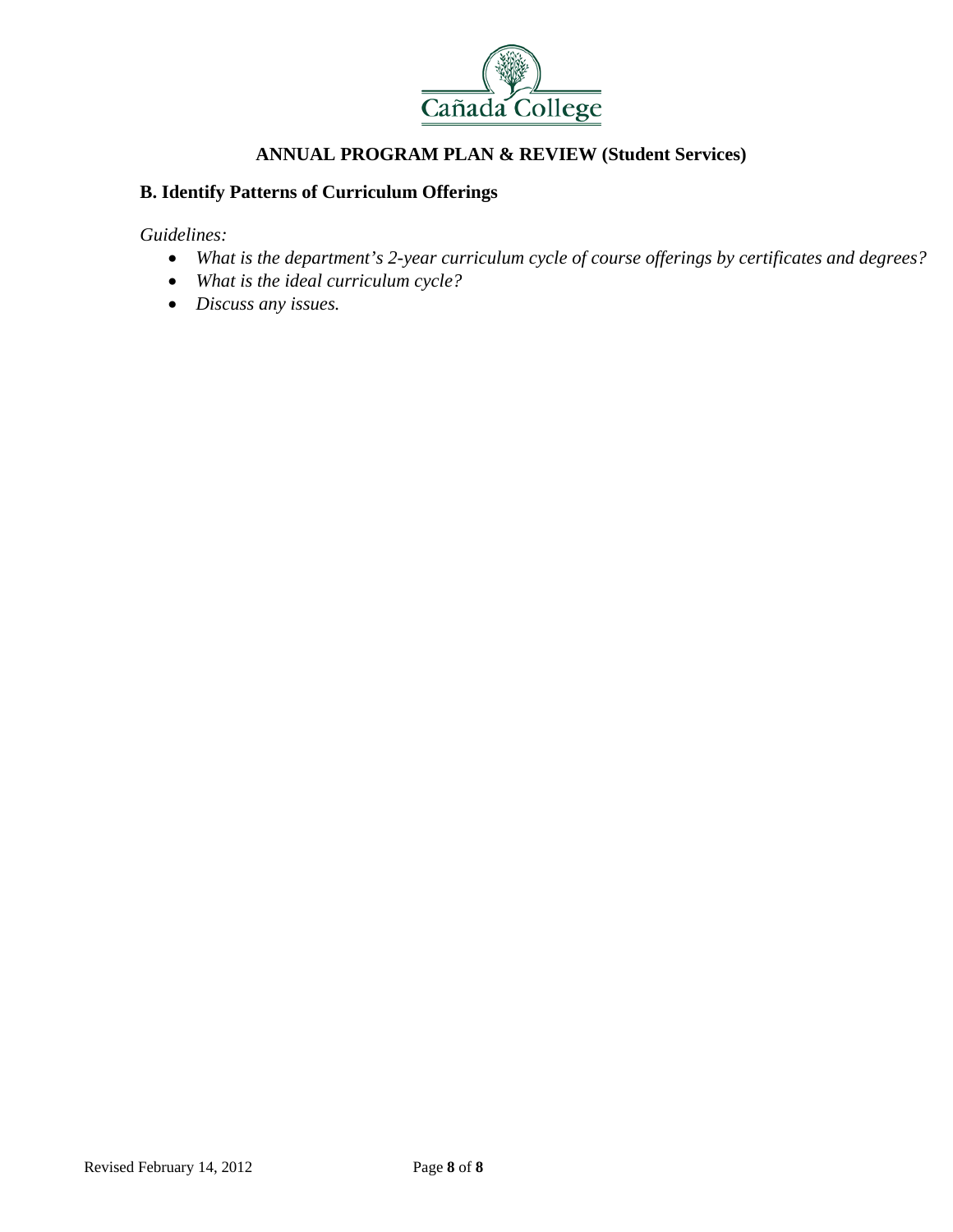## ANNUAL PROGRAM PLAN & REVIEW (Student Services)

### B. Identify Patterns of Curriculum Offerings

*Guidelines:*

- *What is the department's 2-year curriculum cycle of course offerings by certificates and degrees?*
- *What is the ideal curriculum cycle?*
- *Discuss any issues.*